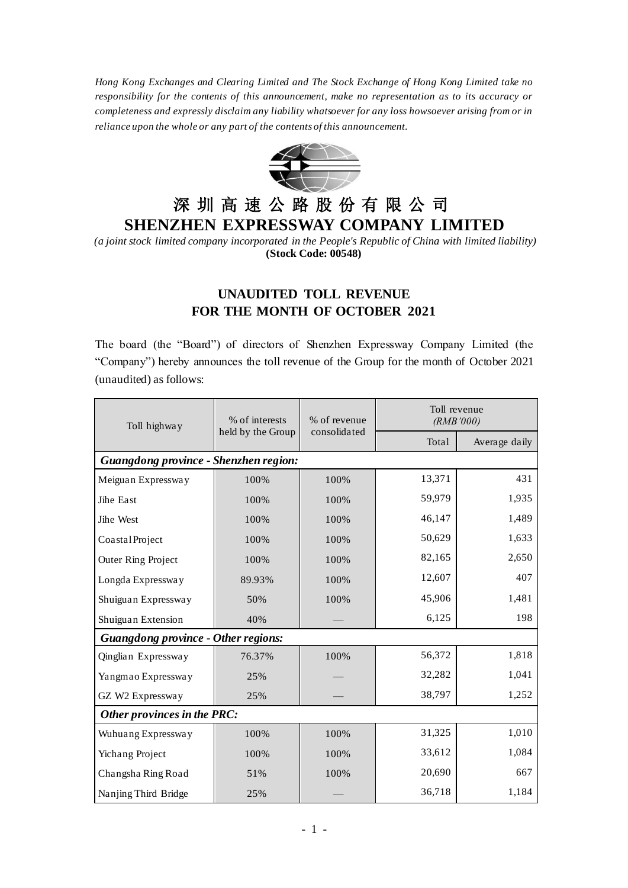*Hong Kong Exchanges and Clearing Limited and The Stock Exchange of Hong Kong Limited take no responsibility for the contents of this announcement, make no representation as to its accuracy or completeness and expressly disclaim any liability whatsoever for any loss howsoever arising from or in reliance upon the whole or any part of the contents of this announcement.*

# 深圳高速公路股份有限公司
# SHENZHEN EXPRESSWAY COMPANY LIMITED

*(a joint stock limited company incorporated in the People's Republic of China with limited liability)*
**(Stock Code: 00548)**

## UNAUDITED TOLL REVENUE FOR THE MONTH OF OCTOBER 2021

The board (the "Board") of directors of Shenzhen Expressway Company Limited (the "Company") hereby announces the toll revenue of the Group for the month of October 2021 (unaudited) as follows:

| Toll highway | % of interests held by the Group | % of revenue consolidated | Toll revenue *(RMB'000)* | |
|---|---|---|---|---|
| | | | Total | Average daily |
| ***Guangdong province - Shenzhen region:*** | | | | |
| Meiguan Expressway | 100% | 100% | 13,371 | 431 |
| Jihe East | 100% | 100% | 59,979 | 1,935 |
| Jihe West | 100% | 100% | 46,147 | 1,489 |
| Coastal Project | 100% | 100% | 50,629 | 1,633 |
| Outer Ring Project | 100% | 100% | 82,165 | 2,650 |
| Longda Expressway | 89.93% | 100% | 12,607 | 407 |
| Shuiguan Expressway | 50% | 100% | 45,906 | 1,481 |
| Shuiguan Extension | 40% | — | 6,125 | 198 |
| ***Guangdong province - Other regions:*** | | | | |
| Qinglian Expressway | 76.37% | 100% | 56,372 | 1,818 |
| Yangmao Expressway | 25% | — | 32,282 | 1,041 |
| GZ W2 Expressway | 25% | — | 38,797 | 1,252 |
| ***Other provinces in the PRC:*** | | | | |
| Wuhuang Expressway | 100% | 100% | 31,325 | 1,010 |
| Yichang Project | 100% | 100% | 33,612 | 1,084 |
| Changsha Ring Road | 51% | 100% | 20,690 | 667 |
| Nanjing Third Bridge | 25% | — | 36,718 | 1,184 |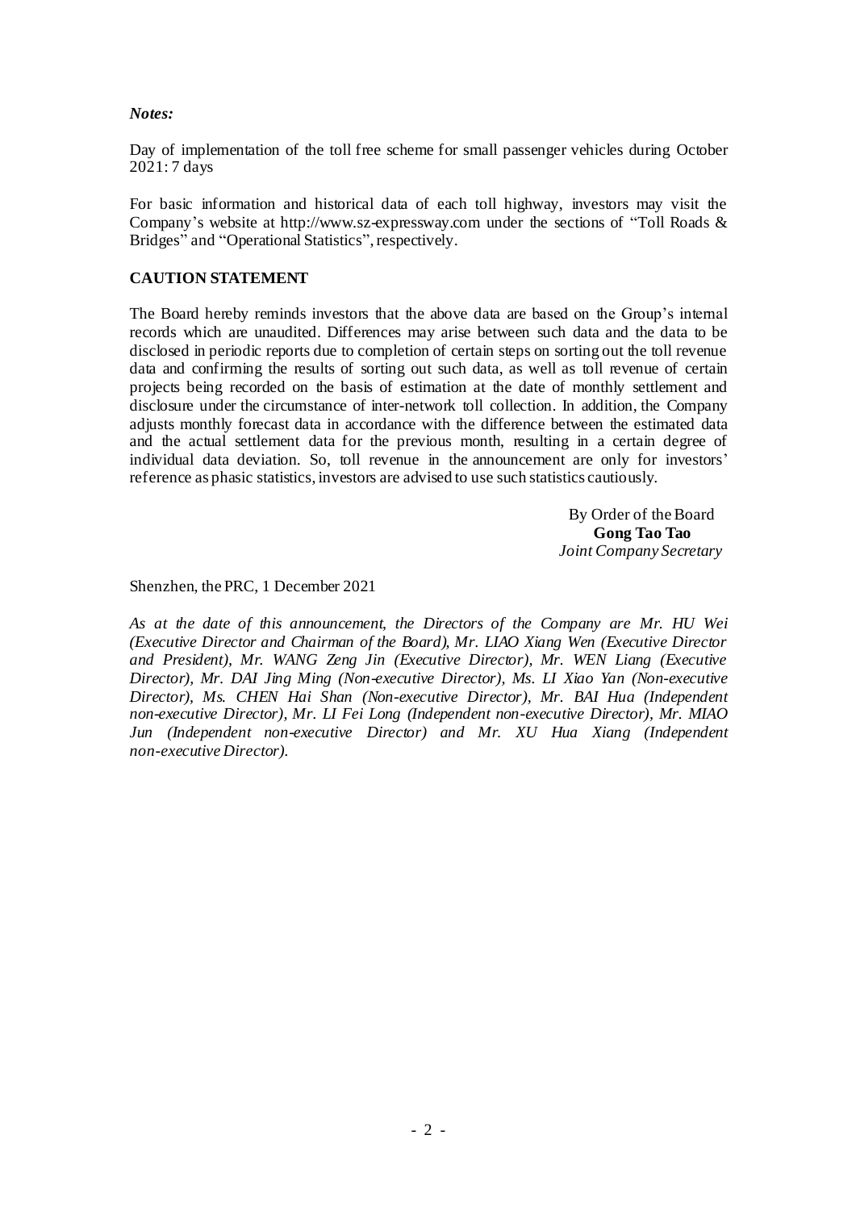*Notes:*

Day of implementation of the toll free scheme for small passenger vehicles during October 2021: 7 days

For basic information and historical data of each toll highway, investors may visit the Company's website at http://www.sz-expressway.com under the sections of "Toll Roads & Bridges" and "Operational Statistics", respectively.

**CAUTION STATEMENT**

The Board hereby reminds investors that the above data are based on the Group's internal records which are unaudited. Differences may arise between such data and the data to be disclosed in periodic reports due to completion of certain steps on sorting out the toll revenue data and confirming the results of sorting out such data, as well as toll revenue of certain projects being recorded on the basis of estimation at the date of monthly settlement and disclosure under the circumstance of inter-network toll collection. In addition, the Company adjusts monthly forecast data in accordance with the difference between the estimated data and the actual settlement data for the previous month, resulting in a certain degree of individual data deviation. So, toll revenue in the announcement are only for investors' reference as phasic statistics, investors are advised to use such statistics cautiously.

By Order of the Board
**Gong Tao Tao**
*Joint Company Secretary*

Shenzhen, the PRC, 1 December 2021

*As at the date of this announcement, the Directors of the Company are Mr. HU Wei (Executive Director and Chairman of the Board), Mr. LIAO Xiang Wen (Executive Director and President), Mr. WANG Zeng Jin (Executive Director), Mr. WEN Liang (Executive Director), Mr. DAI Jing Ming (Non-executive Director), Ms. LI Xiao Yan (Non-executive Director), Ms. CHEN Hai Shan (Non-executive Director), Mr. BAI Hua (Independent non-executive Director), Mr. LI Fei Long (Independent non-executive Director), Mr. MIAO Jun (Independent non-executive Director) and Mr. XU Hua Xiang (Independent non-executive Director).*